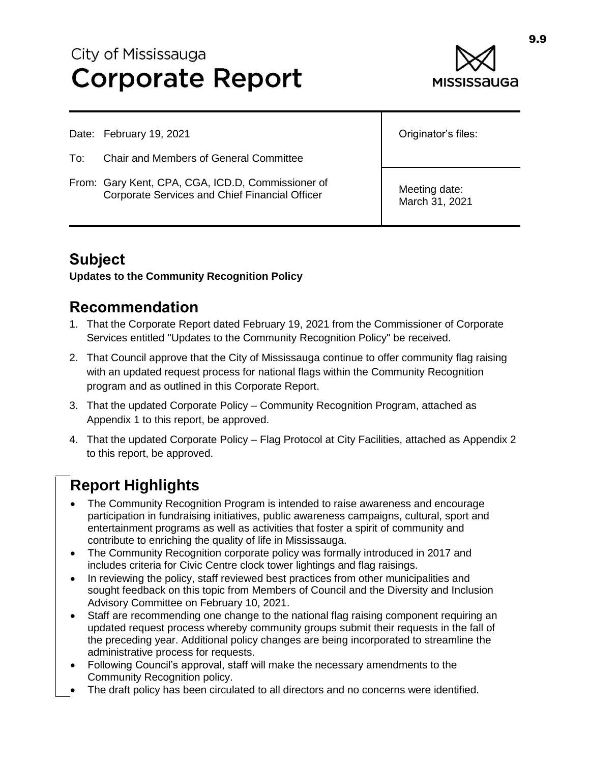# City of Mississauga
# Corporate Report

| | |
|---|---|
| Date: February 19, 2021 | Originator's files: |
| To: Chair and Members of General Committee | |
| From: Gary Kent, CPA, CGA, ICD.D, Commissioner of Corporate Services and Chief Financial Officer | Meeting date: March 31, 2021 |

## Subject

**Updates to the Community Recognition Policy**

## Recommendation

1. That the Corporate Report dated February 19, 2021 from the Commissioner of Corporate Services entitled "Updates to the Community Recognition Policy" be received.
2. That Council approve that the City of Mississauga continue to offer community flag raising with an updated request process for national flags within the Community Recognition program and as outlined in this Corporate Report.
3. That the updated Corporate Policy – Community Recognition Program, attached as Appendix 1 to this report, be approved.
4. That the updated Corporate Policy – Flag Protocol at City Facilities, attached as Appendix 2 to this report, be approved.

## Report Highlights

- The Community Recognition Program is intended to raise awareness and encourage participation in fundraising initiatives, public awareness campaigns, cultural, sport and entertainment programs as well as activities that foster a spirit of community and contribute to enriching the quality of life in Mississauga.
- The Community Recognition corporate policy was formally introduced in 2017 and includes criteria for Civic Centre clock tower lightings and flag raisings.
- In reviewing the policy, staff reviewed best practices from other municipalities and sought feedback on this topic from Members of Council and the Diversity and Inclusion Advisory Committee on February 10, 2021.
- Staff are recommending one change to the national flag raising component requiring an updated request process whereby community groups submit their requests in the fall of the preceding year. Additional policy changes are being incorporated to streamline the administrative process for requests.
- Following Council's approval, staff will make the necessary amendments to the Community Recognition policy.
- The draft policy has been circulated to all directors and no concerns were identified.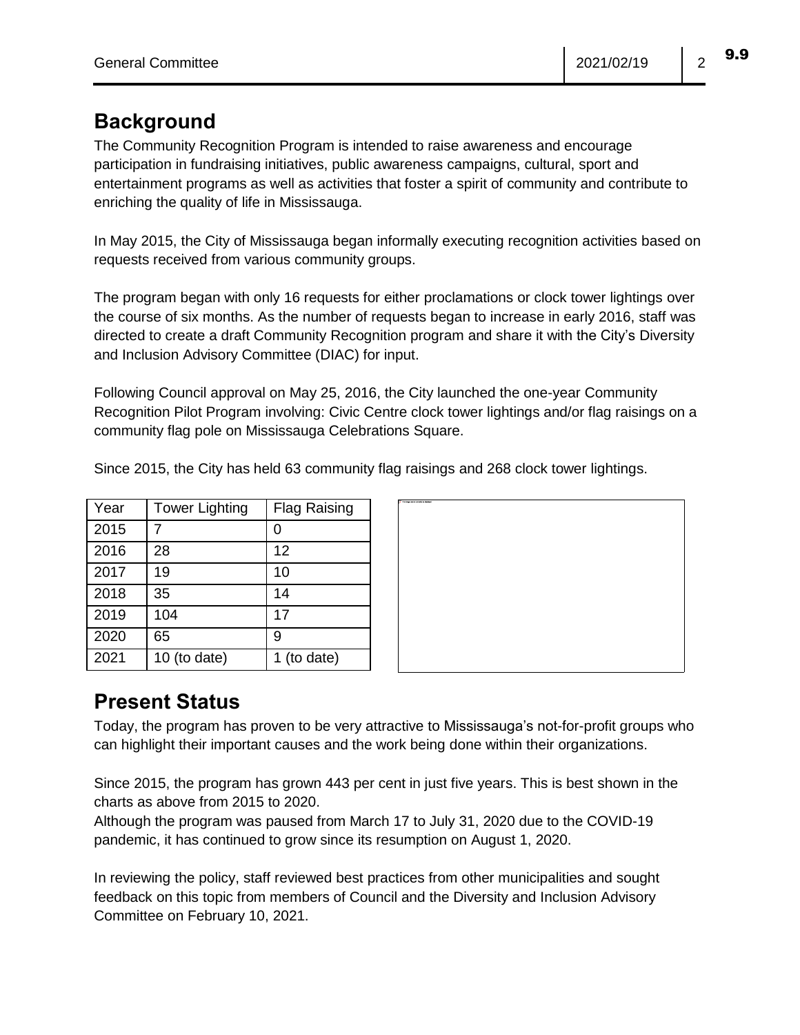## Background

The Community Recognition Program is intended to raise awareness and encourage participation in fundraising initiatives, public awareness campaigns, cultural, sport and entertainment programs as well as activities that foster a spirit of community and contribute to enriching the quality of life in Mississauga.

In May 2015, the City of Mississauga began informally executing recognition activities based on requests received from various community groups.

The program began with only 16 requests for either proclamations or clock tower lightings over the course of six months. As the number of requests began to increase in early 2016, staff was directed to create a draft Community Recognition program and share it with the City's Diversity and Inclusion Advisory Committee (DIAC) for input.

Following Council approval on May 25, 2016, the City launched the one-year Community Recognition Pilot Program involving: Civic Centre clock tower lightings and/or flag raisings on a community flag pole on Mississauga Celebrations Square.

Since 2015, the City has held 63 community flag raisings and 268 clock tower lightings.

| Year | Tower Lighting | Flag Raising |
|---|---|---|
| 2015 | 7 | 0 |
| 2016 | 28 | 12 |
| 2017 | 19 | 10 |
| 2018 | 35 | 14 |
| 2019 | 104 | 17 |
| 2020 | 65 | 9 |
| 2021 | 10 (to date) | 1 (to date) |

## Present Status

Today, the program has proven to be very attractive to Mississauga's not-for-profit groups who can highlight their important causes and the work being done within their organizations.

Since 2015, the program has grown 443 per cent in just five years. This is best shown in the charts as above from 2015 to 2020.
Although the program was paused from March 17 to July 31, 2020 due to the COVID-19 pandemic, it has continued to grow since its resumption on August 1, 2020.

In reviewing the policy, staff reviewed best practices from other municipalities and sought feedback on this topic from members of Council and the Diversity and Inclusion Advisory Committee on February 10, 2021.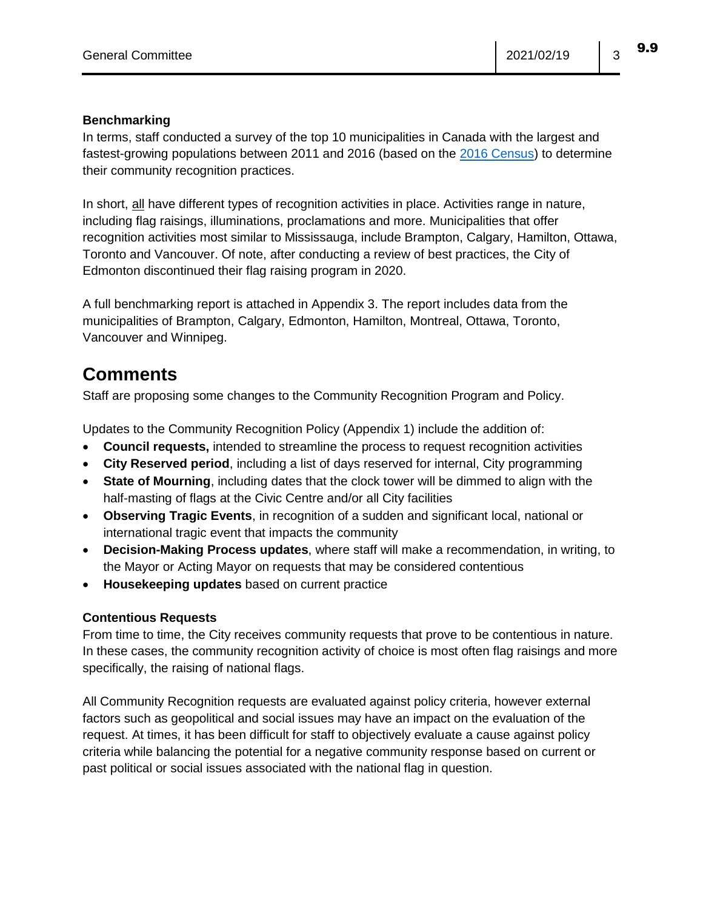### Benchmarking

In terms, staff conducted a survey of the top 10 municipalities in Canada with the largest and fastest-growing populations between 2011 and 2016 (based on the [2016 Census]) to determine their community recognition practices.

In short, all have different types of recognition activities in place. Activities range in nature, including flag raisings, illuminations, proclamations and more. Municipalities that offer recognition activities most similar to Mississauga, include Brampton, Calgary, Hamilton, Ottawa, Toronto and Vancouver. Of note, after conducting a review of best practices, the City of Edmonton discontinued their flag raising program in 2020.

A full benchmarking report is attached in Appendix 3. The report includes data from the municipalities of Brampton, Calgary, Edmonton, Hamilton, Montreal, Ottawa, Toronto, Vancouver and Winnipeg.

## Comments

Staff are proposing some changes to the Community Recognition Program and Policy.

Updates to the Community Recognition Policy (Appendix 1) include the addition of:

- **Council requests,** intended to streamline the process to request recognition activities
- **City Reserved period**, including a list of days reserved for internal, City programming
- **State of Mourning**, including dates that the clock tower will be dimmed to align with the half-masting of flags at the Civic Centre and/or all City facilities
- **Observing Tragic Events**, in recognition of a sudden and significant local, national or international tragic event that impacts the community
- **Decision-Making Process updates**, where staff will make a recommendation, in writing, to the Mayor or Acting Mayor on requests that may be considered contentious
- **Housekeeping updates** based on current practice

### Contentious Requests

From time to time, the City receives community requests that prove to be contentious in nature. In these cases, the community recognition activity of choice is most often flag raisings and more specifically, the raising of national flags.

All Community Recognition requests are evaluated against policy criteria, however external factors such as geopolitical and social issues may have an impact on the evaluation of the request. At times, it has been difficult for staff to objectively evaluate a cause against policy criteria while balancing the potential for a negative community response based on current or past political or social issues associated with the national flag in question.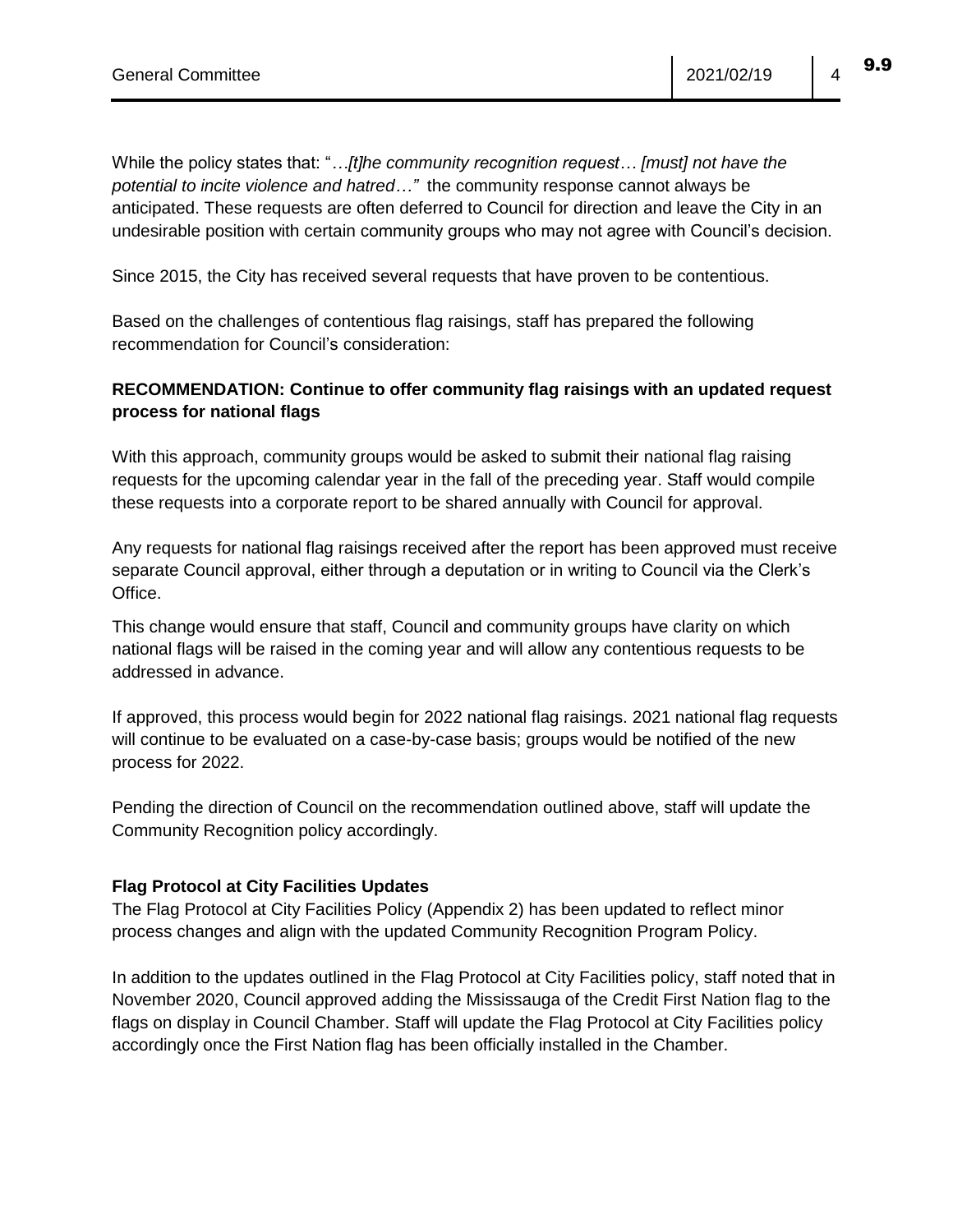While the policy states that: "*…[t]he community recognition request… [must] not have the potential to incite violence and hatred…"* the community response cannot always be anticipated. These requests are often deferred to Council for direction and leave the City in an undesirable position with certain community groups who may not agree with Council's decision.

Since 2015, the City has received several requests that have proven to be contentious.

Based on the challenges of contentious flag raisings, staff has prepared the following recommendation for Council's consideration:

**RECOMMENDATION: Continue to offer community flag raisings with an updated request process for national flags**

With this approach, community groups would be asked to submit their national flag raising requests for the upcoming calendar year in the fall of the preceding year. Staff would compile these requests into a corporate report to be shared annually with Council for approval.

Any requests for national flag raisings received after the report has been approved must receive separate Council approval, either through a deputation or in writing to Council via the Clerk's Office.

This change would ensure that staff, Council and community groups have clarity on which national flags will be raised in the coming year and will allow any contentious requests to be addressed in advance.

If approved, this process would begin for 2022 national flag raisings. 2021 national flag requests will continue to be evaluated on a case-by-case basis; groups would be notified of the new process for 2022.

Pending the direction of Council on the recommendation outlined above, staff will update the Community Recognition policy accordingly.

**Flag Protocol at City Facilities Updates**

The Flag Protocol at City Facilities Policy (Appendix 2) has been updated to reflect minor process changes and align with the updated Community Recognition Program Policy.

In addition to the updates outlined in the Flag Protocol at City Facilities policy, staff noted that in November 2020, Council approved adding the Mississauga of the Credit First Nation flag to the flags on display in Council Chamber. Staff will update the Flag Protocol at City Facilities policy accordingly once the First Nation flag has been officially installed in the Chamber.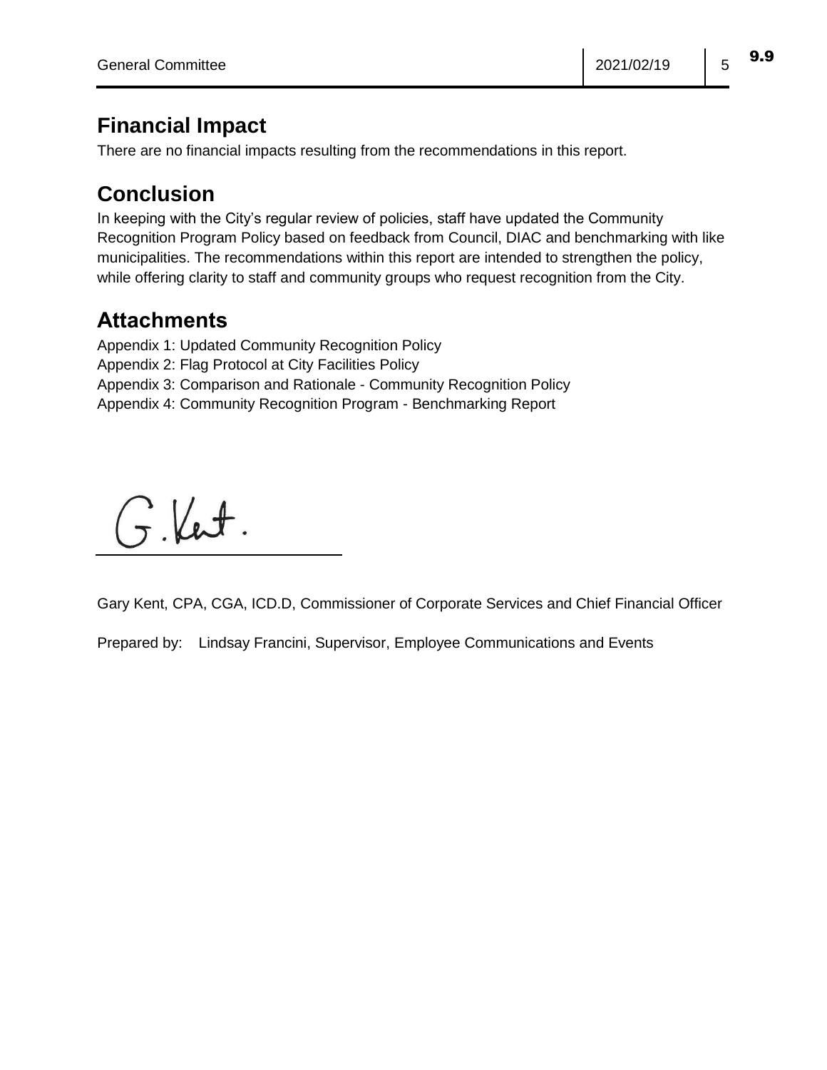## Financial Impact

There are no financial impacts resulting from the recommendations in this report.

## Conclusion

In keeping with the City's regular review of policies, staff have updated the Community Recognition Program Policy based on feedback from Council, DIAC and benchmarking with like municipalities. The recommendations within this report are intended to strengthen the policy, while offering clarity to staff and community groups who request recognition from the City.

## Attachments

Appendix 1: Updated Community Recognition Policy
Appendix 2: Flag Protocol at City Facilities Policy
Appendix 3: Comparison and Rationale - Community Recognition Policy
Appendix 4: Community Recognition Program - Benchmarking Report

G. Kent.

Gary Kent, CPA, CGA, ICD.D, Commissioner of Corporate Services and Chief Financial Officer

Prepared by: Lindsay Francini, Supervisor, Employee Communications and Events